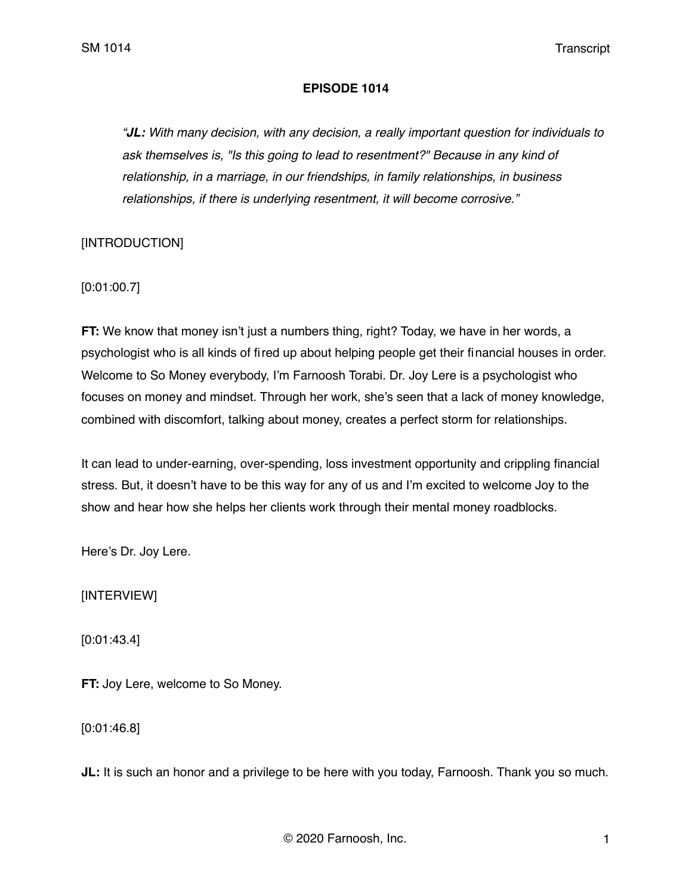**EPISODE 1014**

> *"**JL:** With many decision, with any decision, a really important question for individuals to ask themselves is, "Is this going to lead to resentment?" Because in any kind of relationship, in a marriage, in our friendships, in family relationships, in business relationships, if there is underlying resentment, it will become corrosive."*

[INTRODUCTION]

[0:01:00.7]

**FT:** We know that money isn't just a numbers thing, right? Today, we have in her words, a psychologist who is all kinds of fired up about helping people get their financial houses in order. Welcome to So Money everybody, I'm Farnoosh Torabi. Dr. Joy Lere is a psychologist who focuses on money and mindset. Through her work, she's seen that a lack of money knowledge, combined with discomfort, talking about money, creates a perfect storm for relationships.

It can lead to under-earning, over-spending, loss investment opportunity and crippling financial stress. But, it doesn't have to be this way for any of us and I'm excited to welcome Joy to the show and hear how she helps her clients work through their mental money roadblocks.

Here's Dr. Joy Lere.

[INTERVIEW]

[0:01:43.4]

**FT:** Joy Lere, welcome to So Money.

[0:01:46.8]

**JL:** It is such an honor and a privilege to be here with you today, Farnoosh. Thank you so much.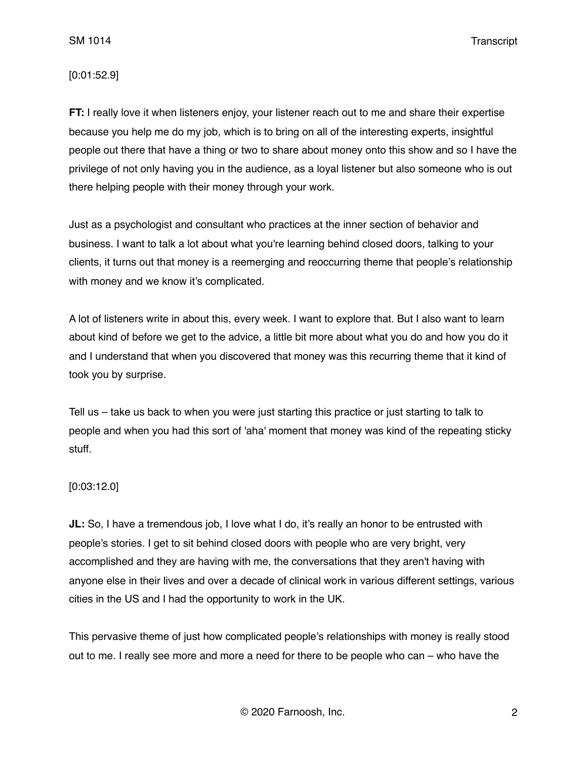[0:01:52.9]

**FT:** I really love it when listeners enjoy, your listener reach out to me and share their expertise because you help me do my job, which is to bring on all of the interesting experts, insightful people out there that have a thing or two to share about money onto this show and so I have the privilege of not only having you in the audience, as a loyal listener but also someone who is out there helping people with their money through your work.

Just as a psychologist and consultant who practices at the inner section of behavior and business. I want to talk a lot about what you're learning behind closed doors, talking to your clients, it turns out that money is a reemerging and reoccurring theme that people's relationship with money and we know it's complicated.

A lot of listeners write in about this, every week. I want to explore that. But I also want to learn about kind of before we get to the advice, a little bit more about what you do and how you do it and I understand that when you discovered that money was this recurring theme that it kind of took you by surprise.

Tell us – take us back to when you were just starting this practice or just starting to talk to people and when you had this sort of 'aha' moment that money was kind of the repeating sticky stuff.

[0:03:12.0]

**JL:** So, I have a tremendous job, I love what I do, it's really an honor to be entrusted with people's stories. I get to sit behind closed doors with people who are very bright, very accomplished and they are having with me, the conversations that they aren't having with anyone else in their lives and over a decade of clinical work in various different settings, various cities in the US and I had the opportunity to work in the UK.

This pervasive theme of just how complicated people's relationships with money is really stood out to me. I really see more and more a need for there to be people who can – who have the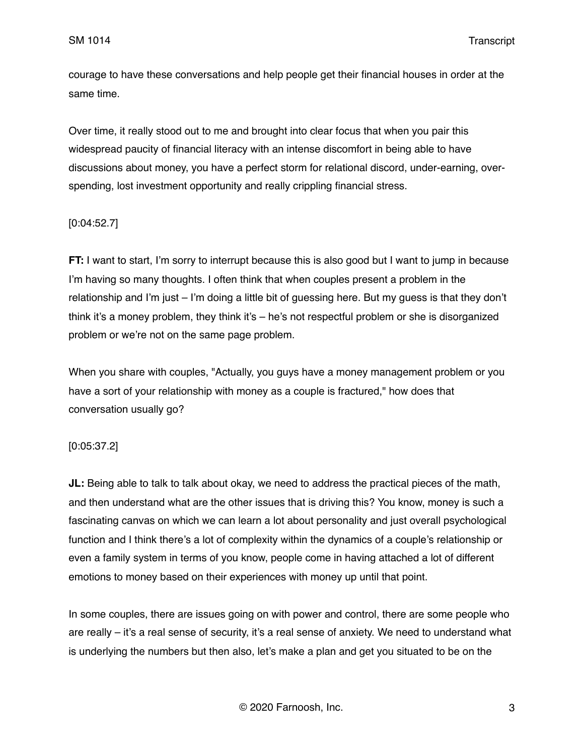courage to have these conversations and help people get their financial houses in order at the same time.

Over time, it really stood out to me and brought into clear focus that when you pair this widespread paucity of financial literacy with an intense discomfort in being able to have discussions about money, you have a perfect storm for relational discord, under-earning, over-spending, lost investment opportunity and really crippling financial stress.

[0:04:52.7]

**FT:** I want to start, I'm sorry to interrupt because this is also good but I want to jump in because I'm having so many thoughts. I often think that when couples present a problem in the relationship and I'm just – I'm doing a little bit of guessing here. But my guess is that they don't think it's a money problem, they think it's – he's not respectful problem or she is disorganized problem or we're not on the same page problem.

When you share with couples, "Actually, you guys have a money management problem or you have a sort of your relationship with money as a couple is fractured," how does that conversation usually go?

[0:05:37.2]

**JL:** Being able to talk to talk about okay, we need to address the practical pieces of the math, and then understand what are the other issues that is driving this? You know, money is such a fascinating canvas on which we can learn a lot about personality and just overall psychological function and I think there's a lot of complexity within the dynamics of a couple's relationship or even a family system in terms of you know, people come in having attached a lot of different emotions to money based on their experiences with money up until that point.

In some couples, there are issues going on with power and control, there are some people who are really – it's a real sense of security, it's a real sense of anxiety. We need to understand what is underlying the numbers but then also, let's make a plan and get you situated to be on the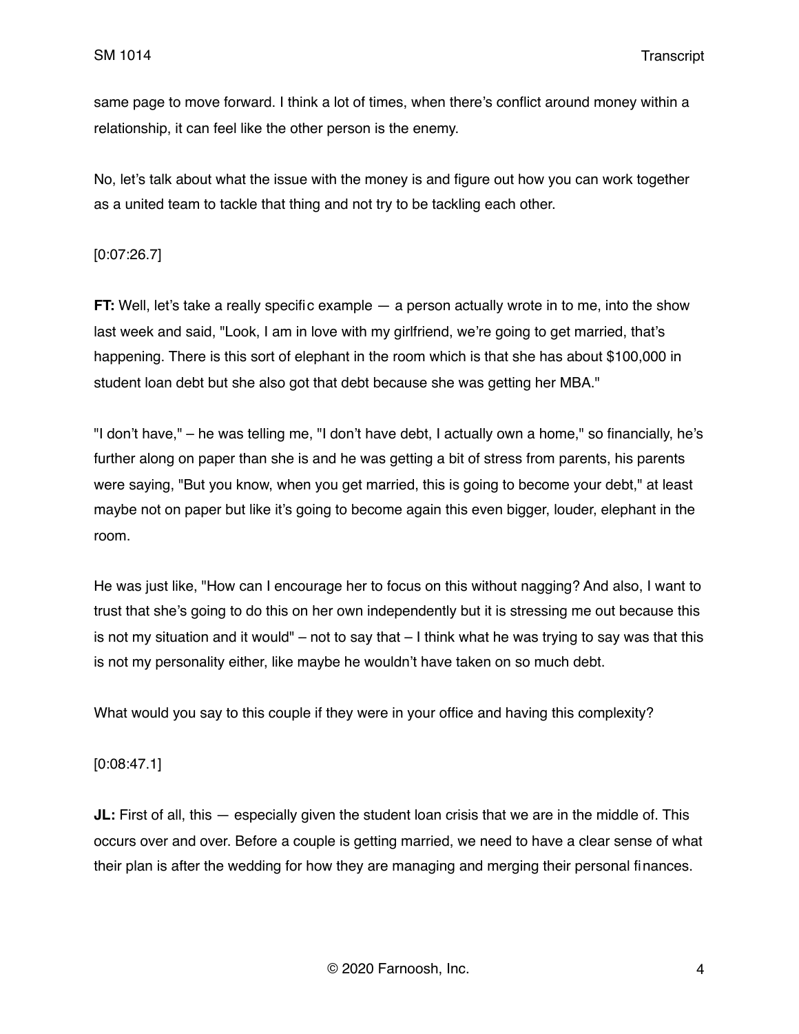same page to move forward. I think a lot of times, when there's conflict around money within a relationship, it can feel like the other person is the enemy.

No, let's talk about what the issue with the money is and figure out how you can work together as a united team to tackle that thing and not try to be tackling each other.

[0:07:26.7]

**FT:** Well, let's take a really specific example — a person actually wrote in to me, into the show last week and said, "Look, I am in love with my girlfriend, we're going to get married, that's happening. There is this sort of elephant in the room which is that she has about $100,000 in student loan debt but she also got that debt because she was getting her MBA."

"I don't have," – he was telling me, "I don't have debt, I actually own a home," so financially, he's further along on paper than she is and he was getting a bit of stress from parents, his parents were saying, "But you know, when you get married, this is going to become your debt," at least maybe not on paper but like it's going to become again this even bigger, louder, elephant in the room.

He was just like, "How can I encourage her to focus on this without nagging? And also, I want to trust that she's going to do this on her own independently but it is stressing me out because this is not my situation and it would" – not to say that – I think what he was trying to say was that this is not my personality either, like maybe he wouldn't have taken on so much debt.

What would you say to this couple if they were in your office and having this complexity?

[0:08:47.1]

**JL:** First of all, this — especially given the student loan crisis that we are in the middle of. This occurs over and over. Before a couple is getting married, we need to have a clear sense of what their plan is after the wedding for how they are managing and merging their personal finances.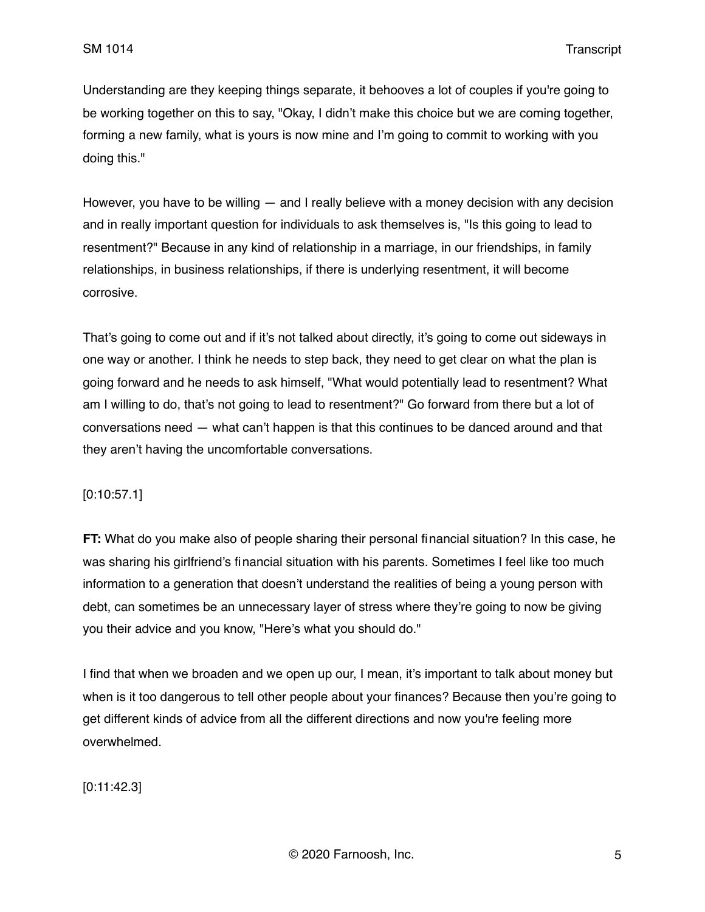Understanding are they keeping things separate, it behooves a lot of couples if you're going to be working together on this to say, "Okay, I didn't make this choice but we are coming together, forming a new family, what is yours is now mine and I'm going to commit to working with you doing this."

However, you have to be willing — and I really believe with a money decision with any decision and in really important question for individuals to ask themselves is, "Is this going to lead to resentment?" Because in any kind of relationship in a marriage, in our friendships, in family relationships, in business relationships, if there is underlying resentment, it will become corrosive.

That's going to come out and if it's not talked about directly, it's going to come out sideways in one way or another. I think he needs to step back, they need to get clear on what the plan is going forward and he needs to ask himself, "What would potentially lead to resentment? What am I willing to do, that's not going to lead to resentment?" Go forward from there but a lot of conversations need — what can't happen is that this continues to be danced around and that they aren't having the uncomfortable conversations.

[0:10:57.1]

**FT:** What do you make also of people sharing their personal financial situation? In this case, he was sharing his girlfriend's financial situation with his parents. Sometimes I feel like too much information to a generation that doesn't understand the realities of being a young person with debt, can sometimes be an unnecessary layer of stress where they're going to now be giving you their advice and you know, "Here's what you should do."

I find that when we broaden and we open up our, I mean, it's important to talk about money but when is it too dangerous to tell other people about your finances? Because then you're going to get different kinds of advice from all the different directions and now you're feeling more overwhelmed.

[0:11:42.3]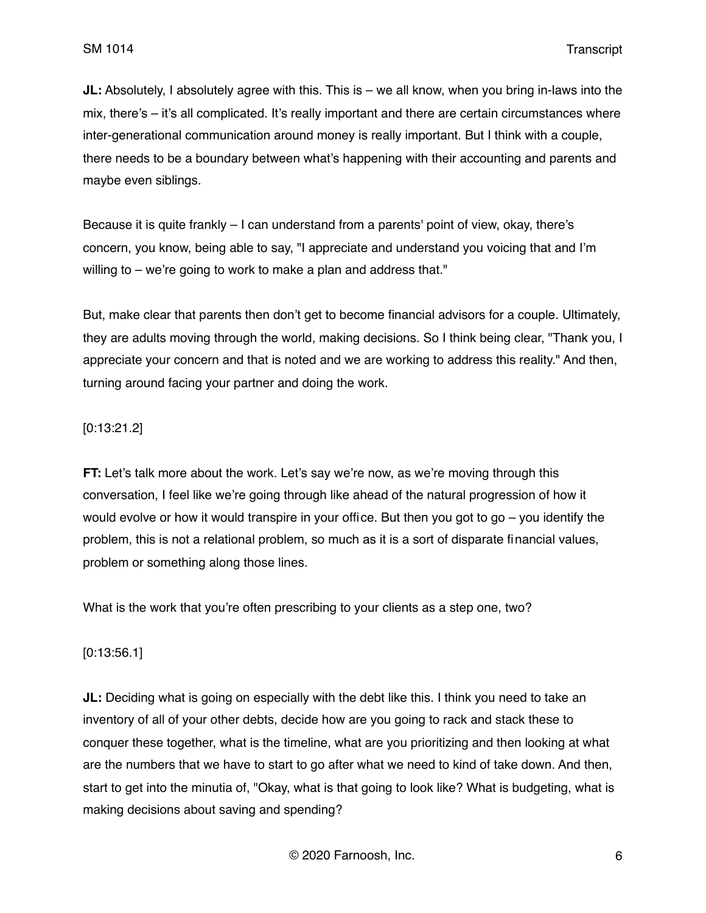**JL:** Absolutely, I absolutely agree with this. This is – we all know, when you bring in-laws into the mix, there's – it's all complicated. It's really important and there are certain circumstances where inter-generational communication around money is really important. But I think with a couple, there needs to be a boundary between what's happening with their accounting and parents and maybe even siblings.

Because it is quite frankly – I can understand from a parents' point of view, okay, there's concern, you know, being able to say, "I appreciate and understand you voicing that and I'm willing to – we're going to work to make a plan and address that."

But, make clear that parents then don't get to become financial advisors for a couple. Ultimately, they are adults moving through the world, making decisions. So I think being clear, "Thank you, I appreciate your concern and that is noted and we are working to address this reality." And then, turning around facing your partner and doing the work.

[0:13:21.2]

**FT:** Let's talk more about the work. Let's say we're now, as we're moving through this conversation, I feel like we're going through like ahead of the natural progression of how it would evolve or how it would transpire in your office. But then you got to go – you identify the problem, this is not a relational problem, so much as it is a sort of disparate financial values, problem or something along those lines.

What is the work that you're often prescribing to your clients as a step one, two?

[0:13:56.1]

**JL:** Deciding what is going on especially with the debt like this. I think you need to take an inventory of all of your other debts, decide how are you going to rack and stack these to conquer these together, what is the timeline, what are you prioritizing and then looking at what are the numbers that we have to start to go after what we need to kind of take down. And then, start to get into the minutia of, "Okay, what is that going to look like? What is budgeting, what is making decisions about saving and spending?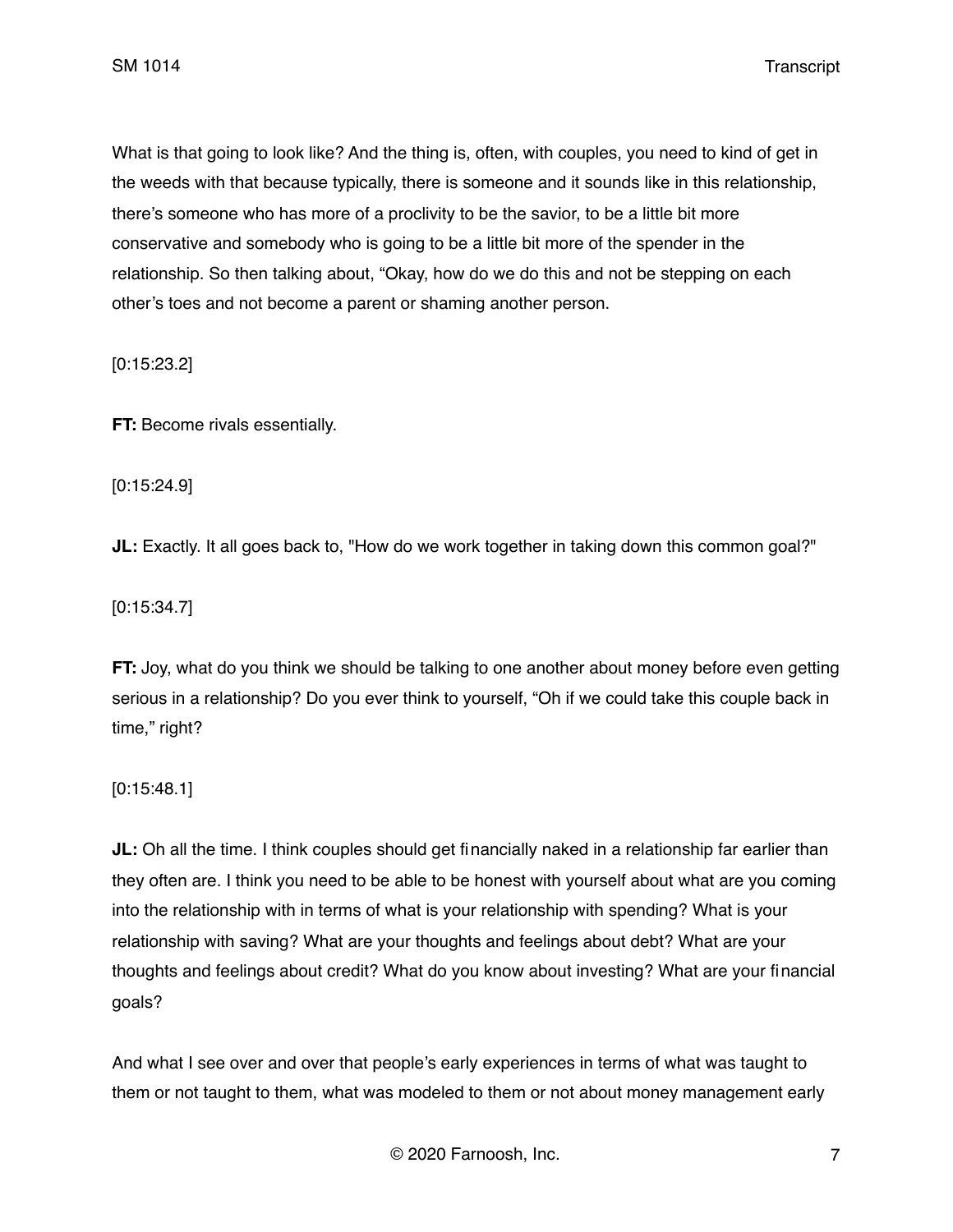What is that going to look like? And the thing is, often, with couples, you need to kind of get in the weeds with that because typically, there is someone and it sounds like in this relationship, there's someone who has more of a proclivity to be the savior, to be a little bit more conservative and somebody who is going to be a little bit more of the spender in the relationship. So then talking about, "Okay, how do we do this and not be stepping on each other's toes and not become a parent or shaming another person.

[0:15:23.2]

**FT:** Become rivals essentially.

[0:15:24.9]

**JL:** Exactly. It all goes back to, "How do we work together in taking down this common goal?"

[0:15:34.7]

**FT:** Joy, what do you think we should be talking to one another about money before even getting serious in a relationship? Do you ever think to yourself, "Oh if we could take this couple back in time," right?

[0:15:48.1]

**JL:** Oh all the time. I think couples should get financially naked in a relationship far earlier than they often are. I think you need to be able to be honest with yourself about what are you coming into the relationship with in terms of what is your relationship with spending? What is your relationship with saving? What are your thoughts and feelings about debt? What are your thoughts and feelings about credit? What do you know about investing? What are your financial goals?

And what I see over and over that people's early experiences in terms of what was taught to them or not taught to them, what was modeled to them or not about money management early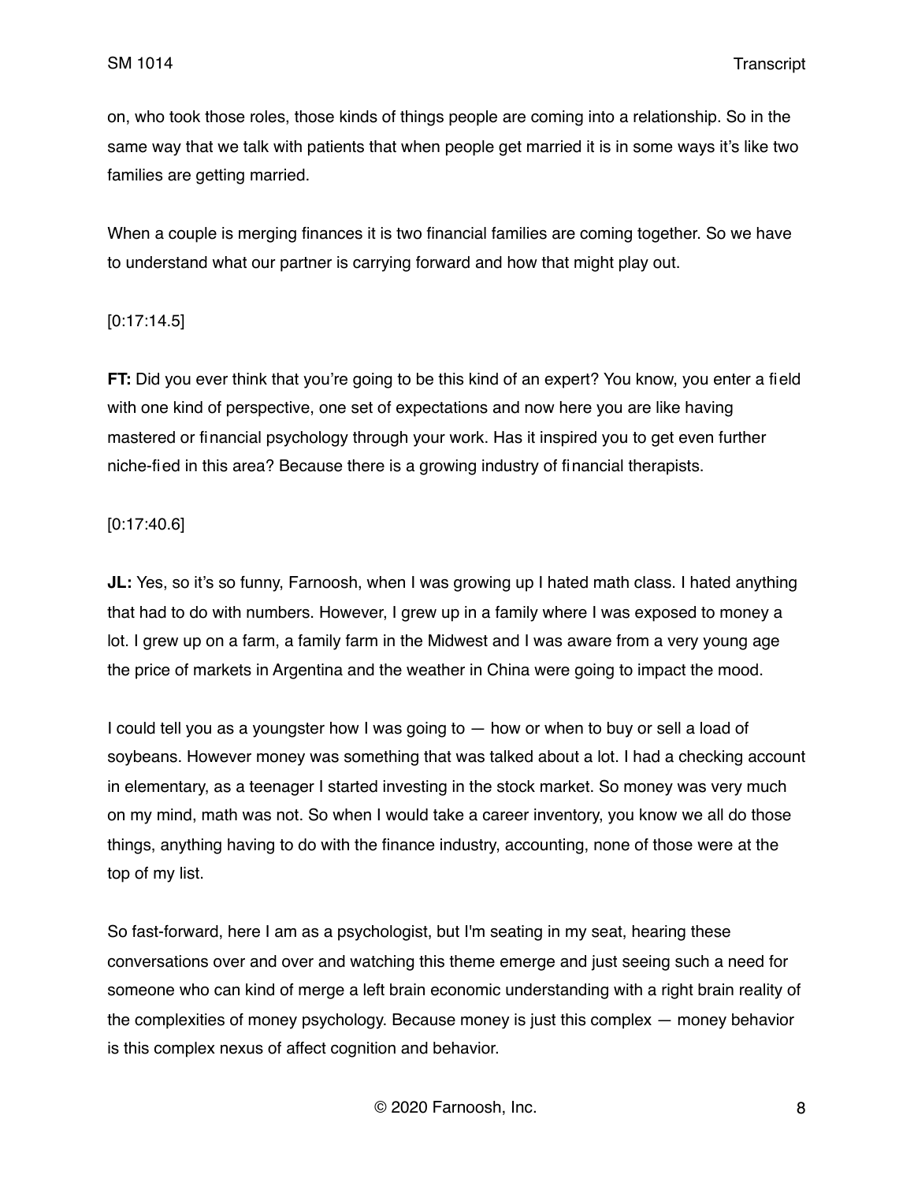on, who took those roles, those kinds of things people are coming into a relationship. So in the same way that we talk with patients that when people get married it is in some ways it's like two families are getting married.

When a couple is merging finances it is two financial families are coming together. So we have to understand what our partner is carrying forward and how that might play out.

[0:17:14.5]

**FT:** Did you ever think that you're going to be this kind of an expert? You know, you enter a field with one kind of perspective, one set of expectations and now here you are like having mastered or financial psychology through your work. Has it inspired you to get even further niche-fied in this area? Because there is a growing industry of financial therapists.

[0:17:40.6]

**JL:** Yes, so it's so funny, Farnoosh, when I was growing up I hated math class. I hated anything that had to do with numbers. However, I grew up in a family where I was exposed to money a lot. I grew up on a farm, a family farm in the Midwest and I was aware from a very young age the price of markets in Argentina and the weather in China were going to impact the mood.

I could tell you as a youngster how I was going to — how or when to buy or sell a load of soybeans. However money was something that was talked about a lot. I had a checking account in elementary, as a teenager I started investing in the stock market. So money was very much on my mind, math was not. So when I would take a career inventory, you know we all do those things, anything having to do with the finance industry, accounting, none of those were at the top of my list.

So fast-forward, here I am as a psychologist, but I'm seating in my seat, hearing these conversations over and over and watching this theme emerge and just seeing such a need for someone who can kind of merge a left brain economic understanding with a right brain reality of the complexities of money psychology. Because money is just this complex — money behavior is this complex nexus of affect cognition and behavior.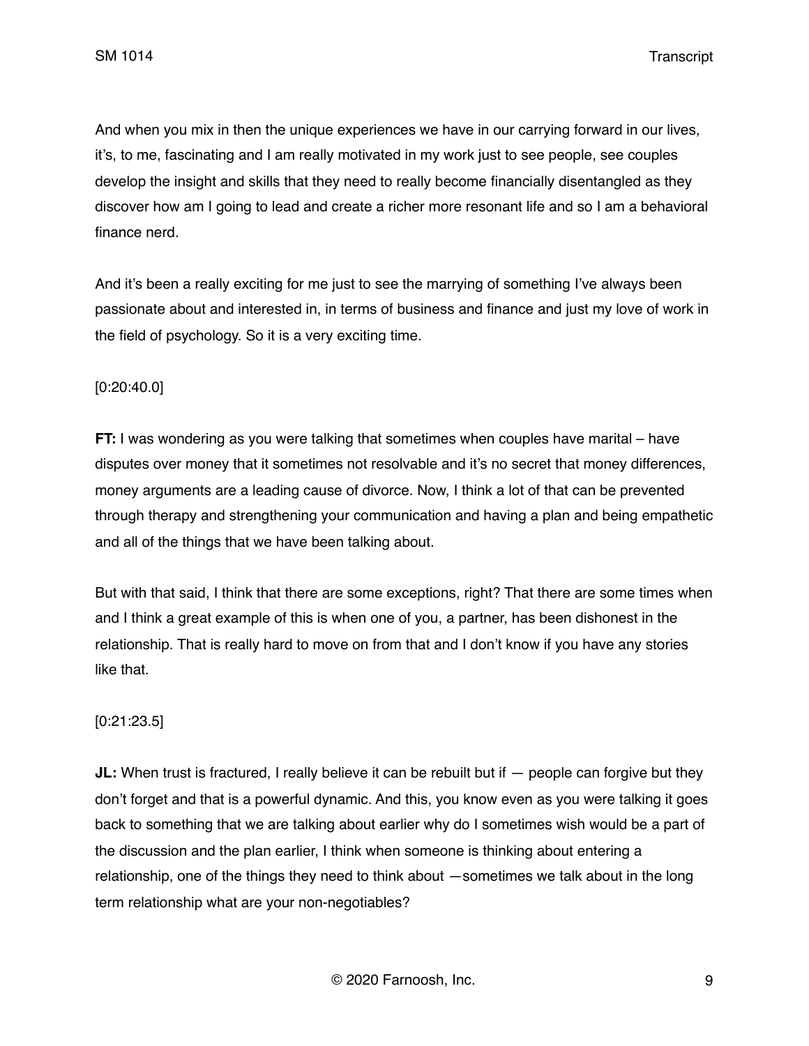And when you mix in then the unique experiences we have in our carrying forward in our lives, it's, to me, fascinating and I am really motivated in my work just to see people, see couples develop the insight and skills that they need to really become financially disentangled as they discover how am I going to lead and create a richer more resonant life and so I am a behavioral finance nerd.

And it's been a really exciting for me just to see the marrying of something I've always been passionate about and interested in, in terms of business and finance and just my love of work in the field of psychology. So it is a very exciting time.

[0:20:40.0]

**FT:** I was wondering as you were talking that sometimes when couples have marital – have disputes over money that it sometimes not resolvable and it's no secret that money differences, money arguments are a leading cause of divorce. Now, I think a lot of that can be prevented through therapy and strengthening your communication and having a plan and being empathetic and all of the things that we have been talking about.

But with that said, I think that there are some exceptions, right? That there are some times when and I think a great example of this is when one of you, a partner, has been dishonest in the relationship. That is really hard to move on from that and I don't know if you have any stories like that.

[0:21:23.5]

**JL:** When trust is fractured, I really believe it can be rebuilt but if — people can forgive but they don't forget and that is a powerful dynamic. And this, you know even as you were talking it goes back to something that we are talking about earlier why do I sometimes wish would be a part of the discussion and the plan earlier, I think when someone is thinking about entering a relationship, one of the things they need to think about —sometimes we talk about in the long term relationship what are your non-negotiables?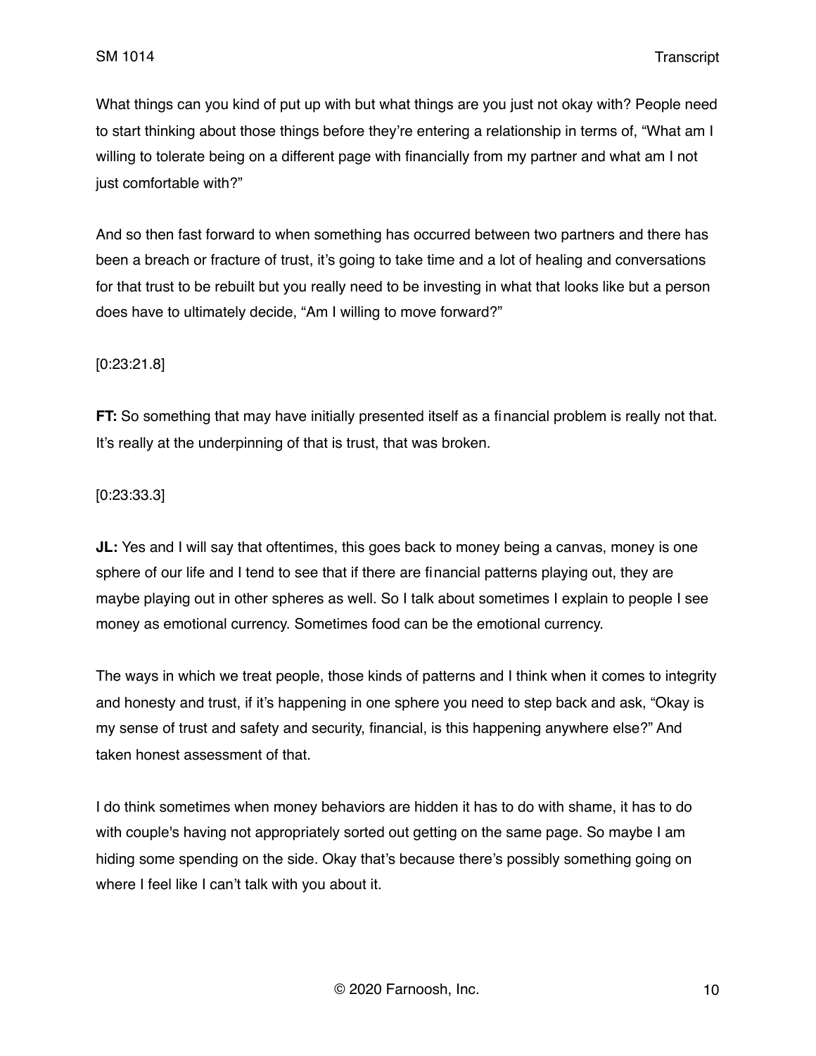What things can you kind of put up with but what things are you just not okay with? People need to start thinking about those things before they're entering a relationship in terms of, "What am I willing to tolerate being on a different page with financially from my partner and what am I not just comfortable with?"

And so then fast forward to when something has occurred between two partners and there has been a breach or fracture of trust, it's going to take time and a lot of healing and conversations for that trust to be rebuilt but you really need to be investing in what that looks like but a person does have to ultimately decide, "Am I willing to move forward?"

[0:23:21.8]

**FT:** So something that may have initially presented itself as a financial problem is really not that. It's really at the underpinning of that is trust, that was broken.

[0:23:33.3]

**JL:** Yes and I will say that oftentimes, this goes back to money being a canvas, money is one sphere of our life and I tend to see that if there are financial patterns playing out, they are maybe playing out in other spheres as well. So I talk about sometimes I explain to people I see money as emotional currency. Sometimes food can be the emotional currency.

The ways in which we treat people, those kinds of patterns and I think when it comes to integrity and honesty and trust, if it's happening in one sphere you need to step back and ask, "Okay is my sense of trust and safety and security, financial, is this happening anywhere else?" And taken honest assessment of that.

I do think sometimes when money behaviors are hidden it has to do with shame, it has to do with couple's having not appropriately sorted out getting on the same page. So maybe I am hiding some spending on the side. Okay that's because there's possibly something going on where I feel like I can't talk with you about it.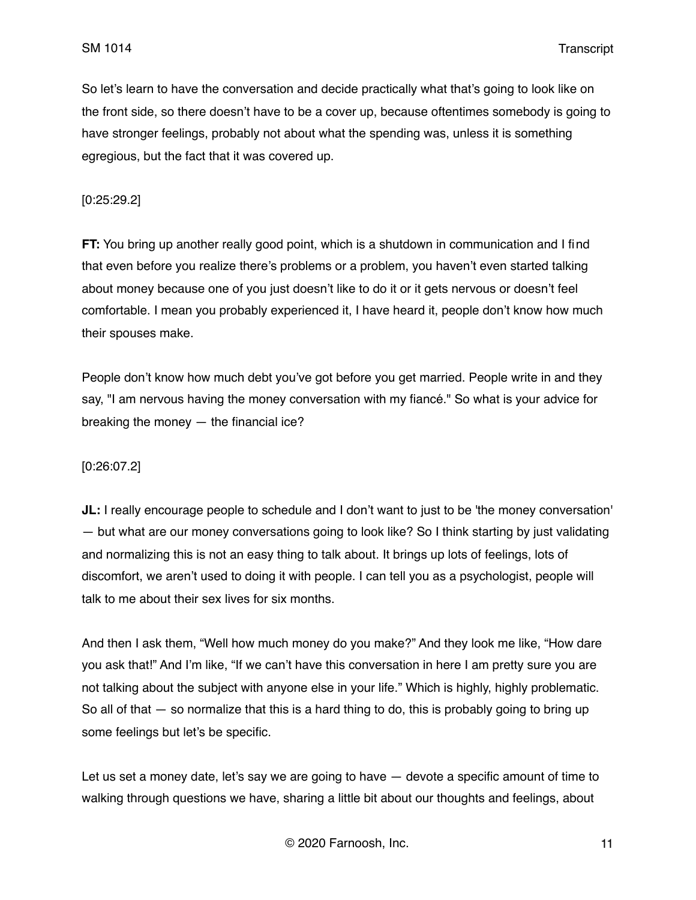So let's learn to have the conversation and decide practically what that's going to look like on the front side, so there doesn't have to be a cover up, because oftentimes somebody is going to have stronger feelings, probably not about what the spending was, unless it is something egregious, but the fact that it was covered up.

[0:25:29.2]

**FT:** You bring up another really good point, which is a shutdown in communication and I find that even before you realize there's problems or a problem, you haven't even started talking about money because one of you just doesn't like to do it or it gets nervous or doesn't feel comfortable. I mean you probably experienced it, I have heard it, people don't know how much their spouses make.

People don't know how much debt you've got before you get married. People write in and they say, "I am nervous having the money conversation with my fiancé." So what is your advice for breaking the money — the financial ice?

[0:26:07.2]

**JL:** I really encourage people to schedule and I don't want to just to be 'the money conversation' — but what are our money conversations going to look like? So I think starting by just validating and normalizing this is not an easy thing to talk about. It brings up lots of feelings, lots of discomfort, we aren't used to doing it with people. I can tell you as a psychologist, people will talk to me about their sex lives for six months.

And then I ask them, "Well how much money do you make?" And they look me like, "How dare you ask that!" And I'm like, "If we can't have this conversation in here I am pretty sure you are not talking about the subject with anyone else in your life." Which is highly, highly problematic. So all of that — so normalize that this is a hard thing to do, this is probably going to bring up some feelings but let's be specific.

Let us set a money date, let's say we are going to have — devote a specific amount of time to walking through questions we have, sharing a little bit about our thoughts and feelings, about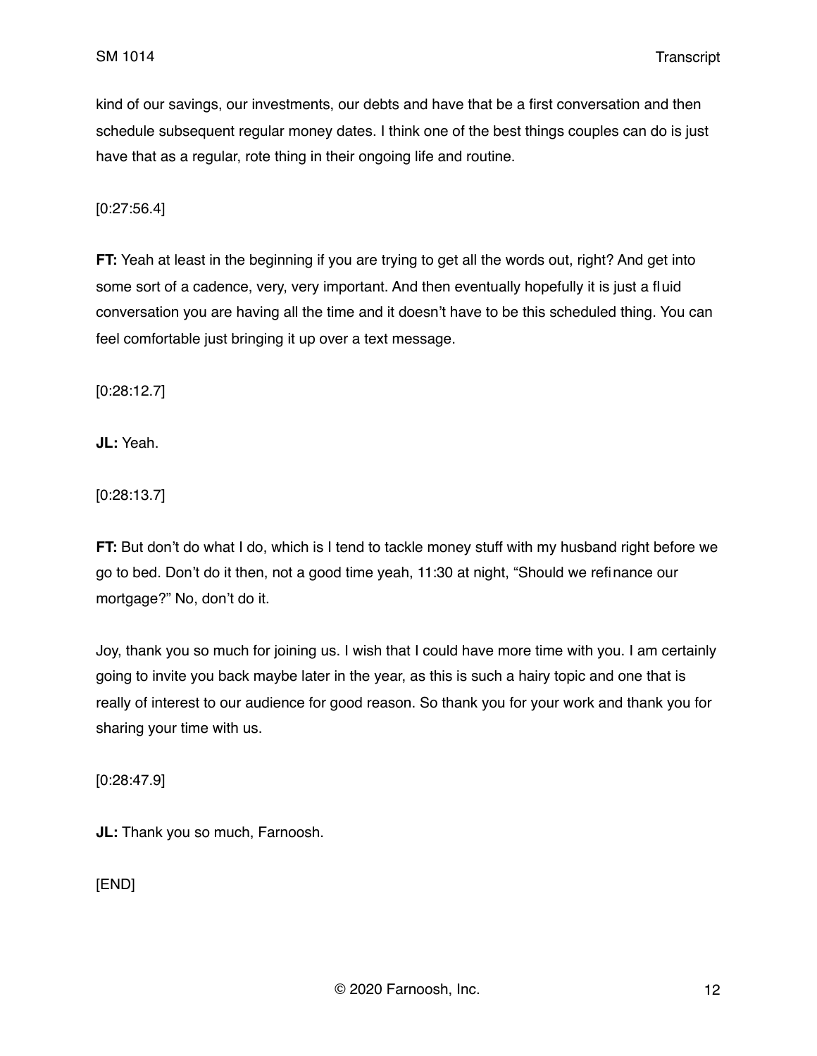kind of our savings, our investments, our debts and have that be a first conversation and then schedule subsequent regular money dates. I think one of the best things couples can do is just have that as a regular, rote thing in their ongoing life and routine.

[0:27:56.4]

**FT:** Yeah at least in the beginning if you are trying to get all the words out, right? And get into some sort of a cadence, very, very important. And then eventually hopefully it is just a fluid conversation you are having all the time and it doesn't have to be this scheduled thing. You can feel comfortable just bringing it up over a text message.

[0:28:12.7]

**JL:** Yeah.

[0:28:13.7]

**FT:** But don't do what I do, which is I tend to tackle money stuff with my husband right before we go to bed. Don't do it then, not a good time yeah, 11:30 at night, "Should we refinance our mortgage?" No, don't do it.

Joy, thank you so much for joining us. I wish that I could have more time with you. I am certainly going to invite you back maybe later in the year, as this is such a hairy topic and one that is really of interest to our audience for good reason. So thank you for your work and thank you for sharing your time with us.

[0:28:47.9]

**JL:** Thank you so much, Farnoosh.

[END]

© 2020 Farnoosh, Inc.